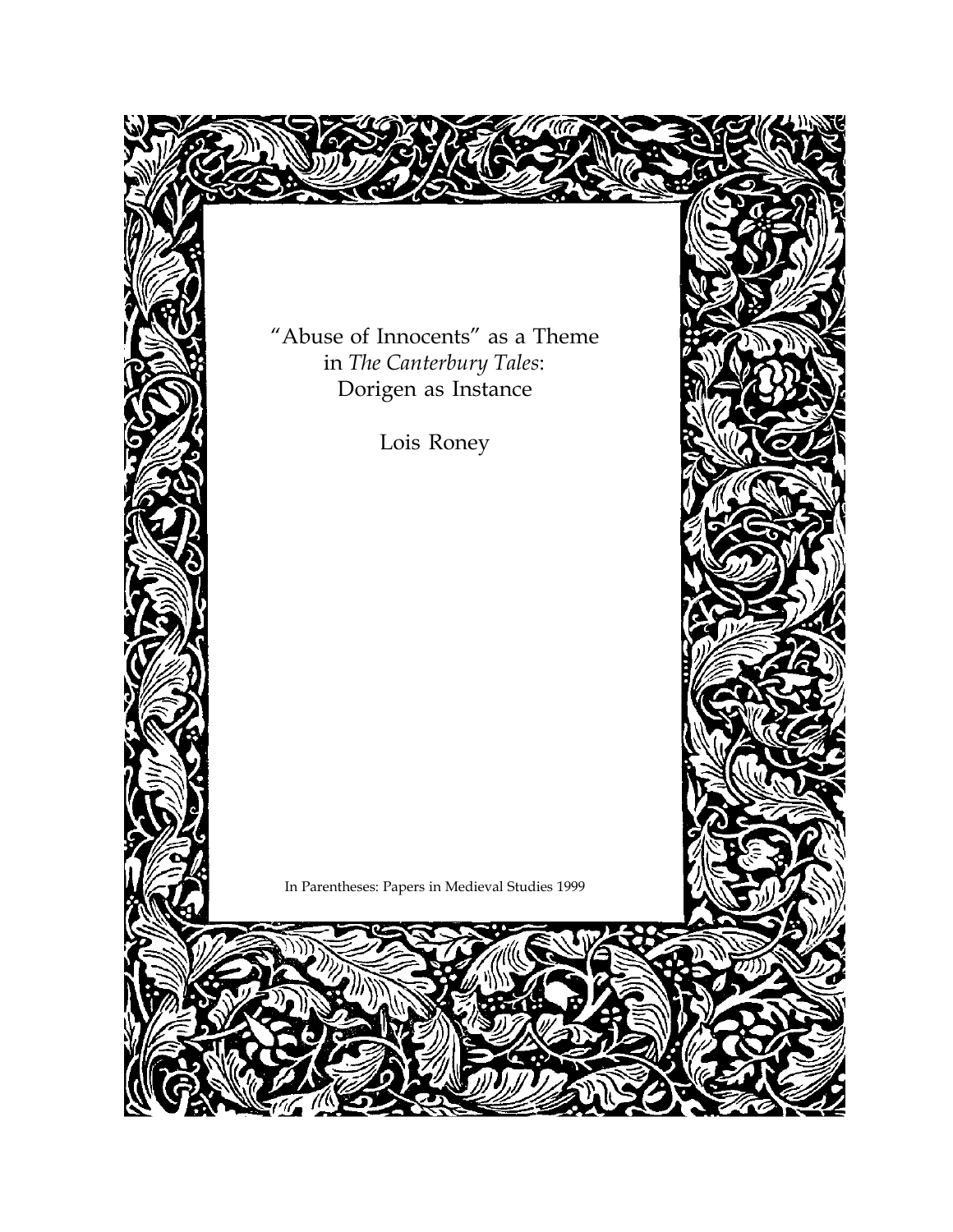# "Abuse of Innocents" as a Theme in *The Canterbury Tales*: Dorigen as Instance

Lois Roney

In Parentheses: Papers in Medieval Studies 1999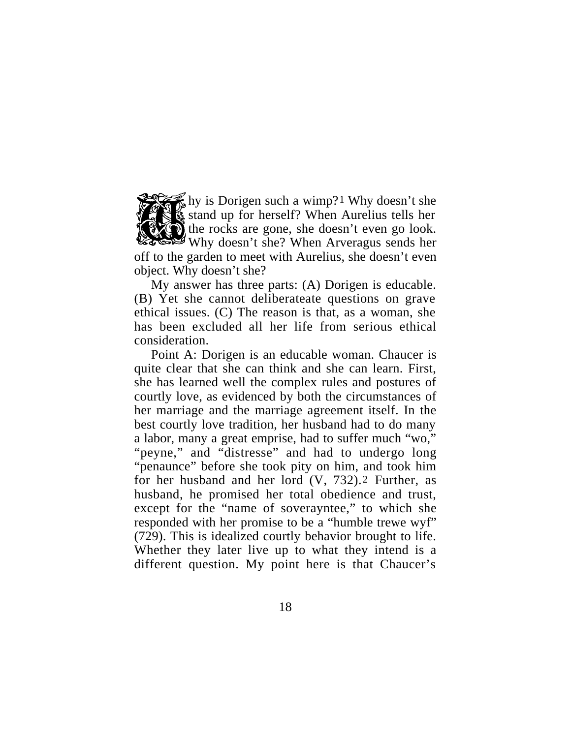Why is Dorigen such a wimp?[1] Why doesn't she stand up for herself? When Aurelius tells her the rocks are gone, she doesn't even go look. Why doesn't she? When Arveragus sends her off to the garden to meet with Aurelius, she doesn't even object. Why doesn't she?

My answer has three parts: (A) Dorigen is educable. (B) Yet she cannot deliberateate questions on grave ethical issues. (C) The reason is that, as a woman, she has been excluded all her life from serious ethical consideration.

Point A: Dorigen is an educable woman. Chaucer is quite clear that she can think and she can learn. First, she has learned well the complex rules and postures of courtly love, as evidenced by both the circumstances of her marriage and the marriage agreement itself. In the best courtly love tradition, her husband had to do many a labor, many a great emprise, had to suffer much "wo," "peyne," and "distresse" and had to undergo long "penaunce" before she took pity on him, and took him for her husband and her lord (V, 732).[2] Further, as husband, he promised her total obedience and trust, except for the "name of soverayntee," to which she responded with her promise to be a "humble trewe wyf" (729). This is idealized courtly behavior brought to life. Whether they later live up to what they intend is a different question. My point here is that Chaucer's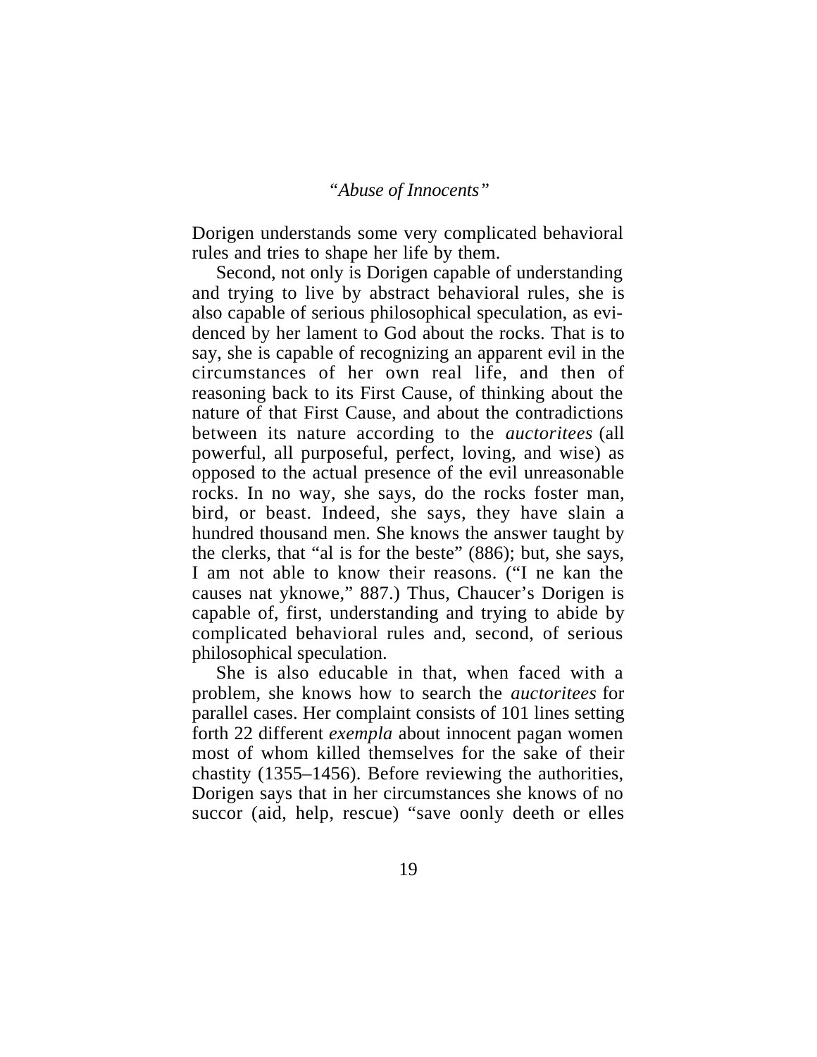Dorigen understands some very complicated behavioral rules and tries to shape her life by them.

Second, not only is Dorigen capable of understanding and trying to live by abstract behavioral rules, she is also capable of serious philosophical speculation, as evidenced by her lament to God about the rocks. That is to say, she is capable of recognizing an apparent evil in the circumstances of her own real life, and then of reasoning back to its First Cause, of thinking about the nature of that First Cause, and about the contradictions between its nature according to the *auctoritees* (all powerful, all purposeful, perfect, loving, and wise) as opposed to the actual presence of the evil unreasonable rocks. In no way, she says, do the rocks foster man, bird, or beast. Indeed, she says, they have slain a hundred thousand men. She knows the answer taught by the clerks, that "al is for the beste" (886); but, she says, I am not able to know their reasons. ("I ne kan the causes nat yknowe," 887.) Thus, Chaucer's Dorigen is capable of, first, understanding and trying to abide by complicated behavioral rules and, second, of serious philosophical speculation.

She is also educable in that, when faced with a problem, she knows how to search the *auctoritees* for parallel cases. Her complaint consists of 101 lines setting forth 22 different *exempla* about innocent pagan women most of whom killed themselves for the sake of their chastity (1355–1456). Before reviewing the authorities, Dorigen says that in her circumstances she knows of no succor (aid, help, rescue) "save oonly deeth or elles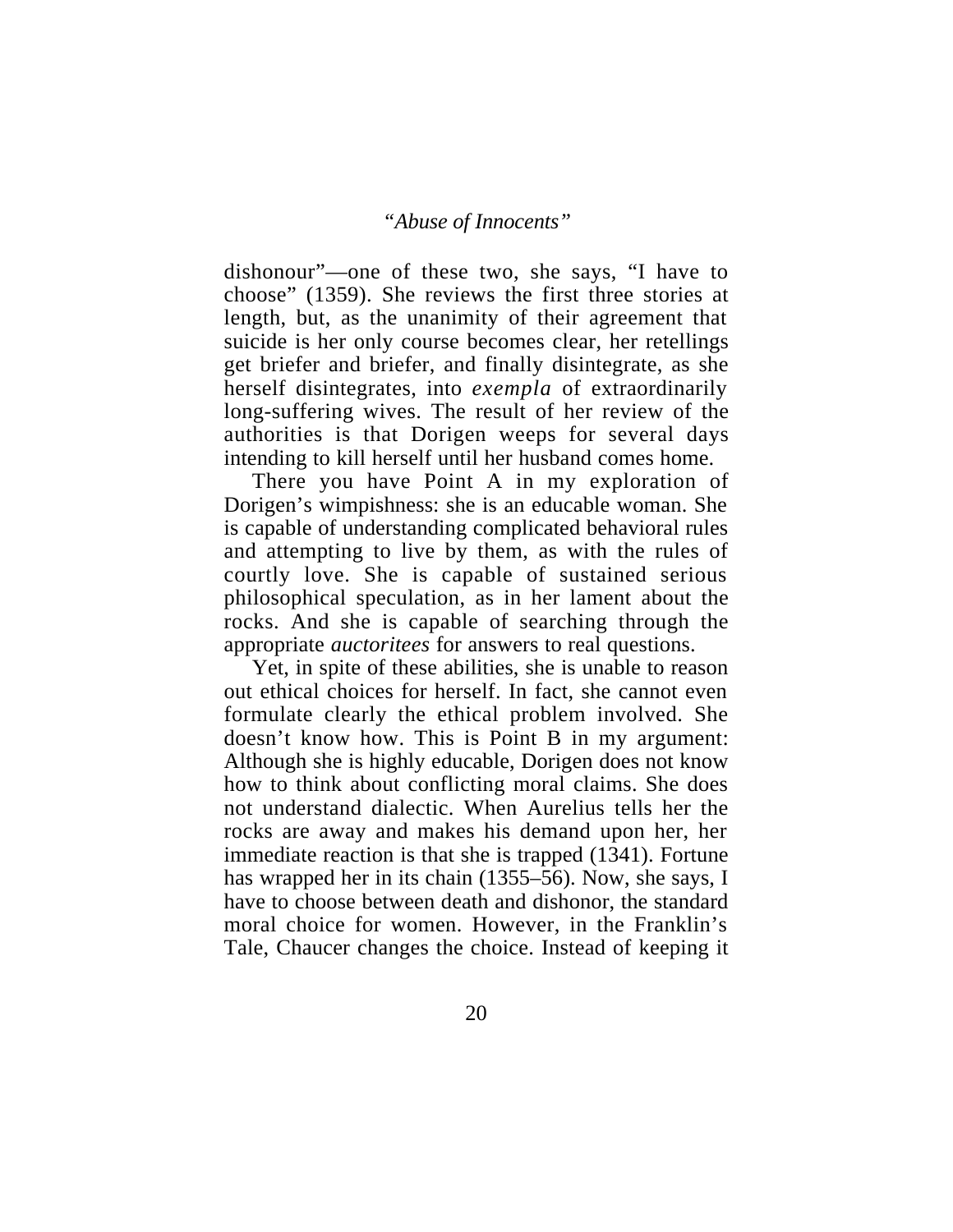dishonour"—one of these two, she says, "I have to choose" (1359). She reviews the first three stories at length, but, as the unanimity of their agreement that suicide is her only course becomes clear, her retellings get briefer and briefer, and finally disintegrate, as she herself disintegrates, into *exempla* of extraordinarily long-suffering wives. The result of her review of the authorities is that Dorigen weeps for several days intending to kill herself until her husband comes home.

There you have Point A in my exploration of Dorigen's wimpishness: she is an educable woman. She is capable of understanding complicated behavioral rules and attempting to live by them, as with the rules of courtly love. She is capable of sustained serious philosophical speculation, as in her lament about the rocks. And she is capable of searching through the appropriate *auctoritees* for answers to real questions.

Yet, in spite of these abilities, she is unable to reason out ethical choices for herself. In fact, she cannot even formulate clearly the ethical problem involved. She doesn't know how. This is Point B in my argument: Although she is highly educable, Dorigen does not know how to think about conflicting moral claims. She does not understand dialectic. When Aurelius tells her the rocks are away and makes his demand upon her, her immediate reaction is that she is trapped (1341). Fortune has wrapped her in its chain (1355–56). Now, she says, I have to choose between death and dishonor, the standard moral choice for women. However, in the Franklin's Tale, Chaucer changes the choice. Instead of keeping it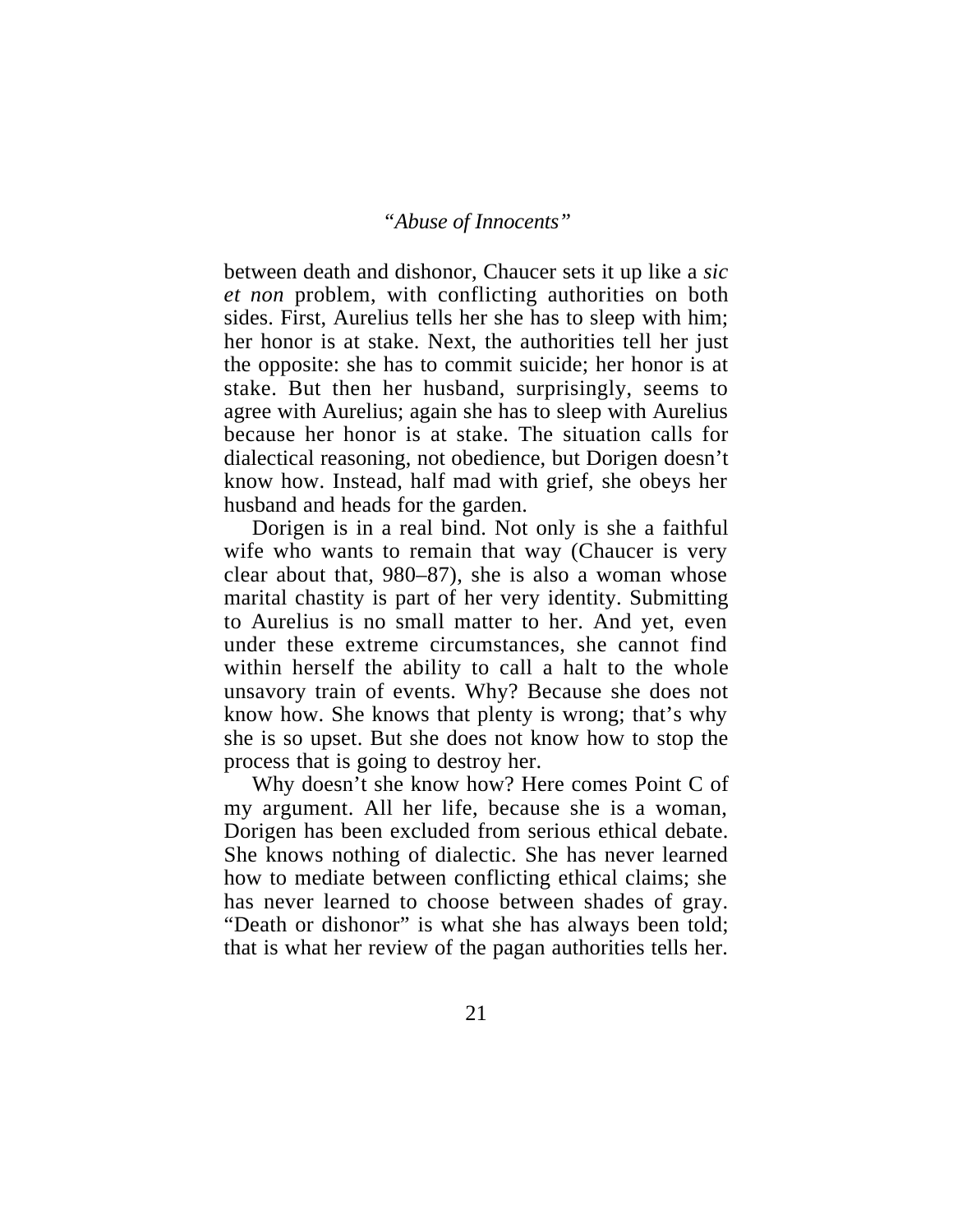between death and dishonor, Chaucer sets it up like a *sic et non* problem, with conflicting authorities on both sides. First, Aurelius tells her she has to sleep with him; her honor is at stake. Next, the authorities tell her just the opposite: she has to commit suicide; her honor is at stake. But then her husband, surprisingly, seems to agree with Aurelius; again she has to sleep with Aurelius because her honor is at stake. The situation calls for dialectical reasoning, not obedience, but Dorigen doesn't know how. Instead, half mad with grief, she obeys her husband and heads for the garden.

Dorigen is in a real bind. Not only is she a faithful wife who wants to remain that way (Chaucer is very clear about that, 980–87), she is also a woman whose marital chastity is part of her very identity. Submitting to Aurelius is no small matter to her. And yet, even under these extreme circumstances, she cannot find within herself the ability to call a halt to the whole unsavory train of events. Why? Because she does not know how. She knows that plenty is wrong; that's why she is so upset. But she does not know how to stop the process that is going to destroy her.

Why doesn't she know how? Here comes Point C of my argument. All her life, because she is a woman, Dorigen has been excluded from serious ethical debate. She knows nothing of dialectic. She has never learned how to mediate between conflicting ethical claims; she has never learned to choose between shades of gray. "Death or dishonor" is what she has always been told; that is what her review of the pagan authorities tells her.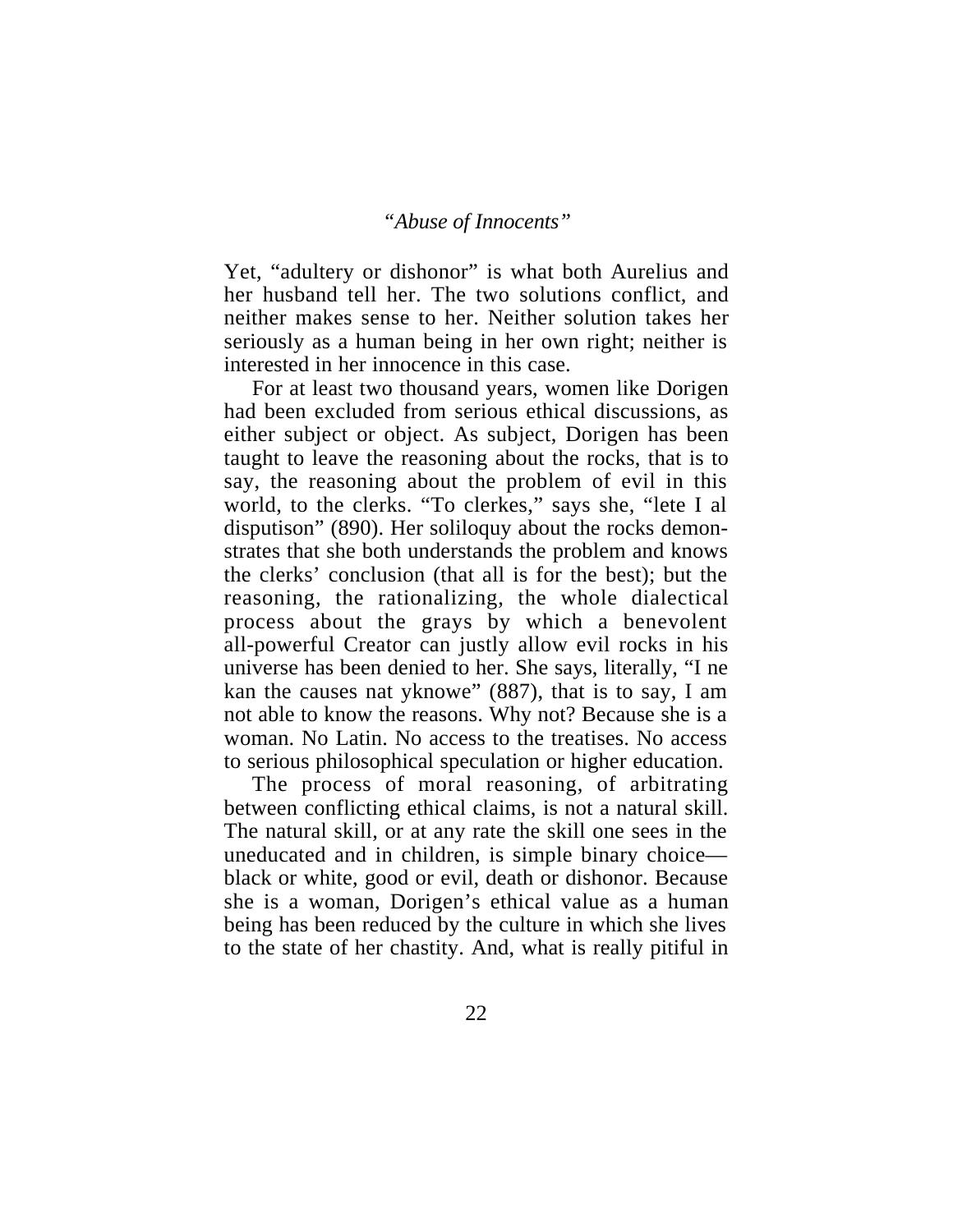Yet, "adultery or dishonor" is what both Aurelius and her husband tell her. The two solutions conflict, and neither makes sense to her. Neither solution takes her seriously as a human being in her own right; neither is interested in her innocence in this case.

For at least two thousand years, women like Dorigen had been excluded from serious ethical discussions, as either subject or object. As subject, Dorigen has been taught to leave the reasoning about the rocks, that is to say, the reasoning about the problem of evil in this world, to the clerks. "To clerkes," says she, "lete I al disputison" (890). Her soliloquy about the rocks demonstrates that she both understands the problem and knows the clerks' conclusion (that all is for the best); but the reasoning, the rationalizing, the whole dialectical process about the grays by which a benevolent all-powerful Creator can justly allow evil rocks in his universe has been denied to her. She says, literally, "I ne kan the causes nat yknowe" (887), that is to say, I am not able to know the reasons. Why not? Because she is a woman. No Latin. No access to the treatises. No access to serious philosophical speculation or higher education.

The process of moral reasoning, of arbitrating between conflicting ethical claims, is not a natural skill. The natural skill, or at any rate the skill one sees in the uneducated and in children, is simple binary choice—black or white, good or evil, death or dishonor. Because she is a woman, Dorigen's ethical value as a human being has been reduced by the culture in which she lives to the state of her chastity. And, what is really pitiful in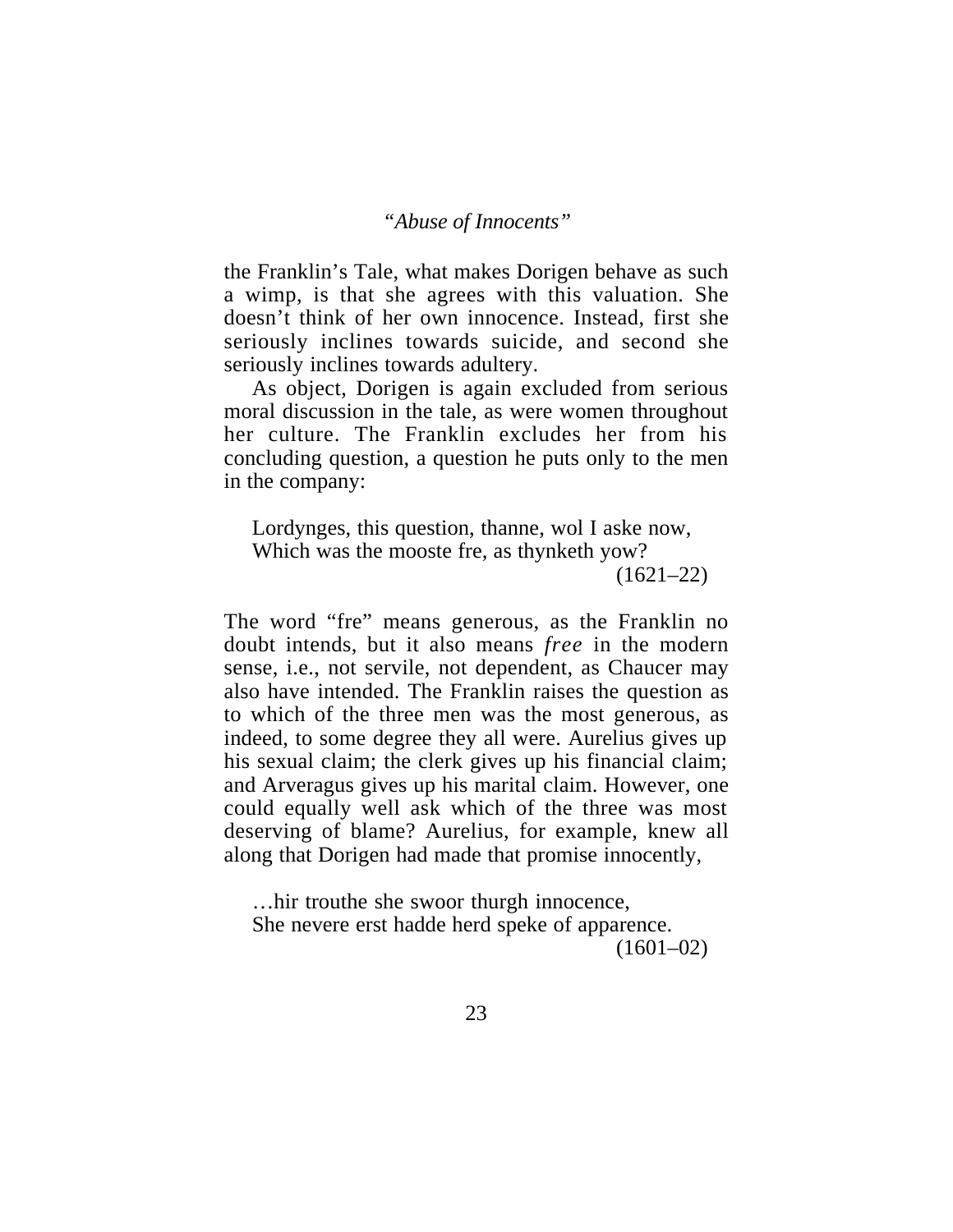the Franklin's Tale, what makes Dorigen behave as such a wimp, is that she agrees with this valuation. She doesn't think of her own innocence. Instead, first she seriously inclines towards suicide, and second she seriously inclines towards adultery.

As object, Dorigen is again excluded from serious moral discussion in the tale, as were women throughout her culture. The Franklin excludes her from his concluding question, a question he puts only to the men in the company:

> Lordynges, this question, thanne, wol I aske now,
> Which was the mooste fre, as thynketh yow?
> (1621–22)

The word "fre" means generous, as the Franklin no doubt intends, but it also means *free* in the modern sense, i.e., not servile, not dependent, as Chaucer may also have intended. The Franklin raises the question as to which of the three men was the most generous, as indeed, to some degree they all were. Aurelius gives up his sexual claim; the clerk gives up his financial claim; and Arveragus gives up his marital claim. However, one could equally well ask which of the three was most deserving of blame? Aurelius, for example, knew all along that Dorigen had made that promise innocently,

> …hir trouthe she swoor thurgh innocence,
> She nevere erst hadde herd speke of apparence.
> (1601–02)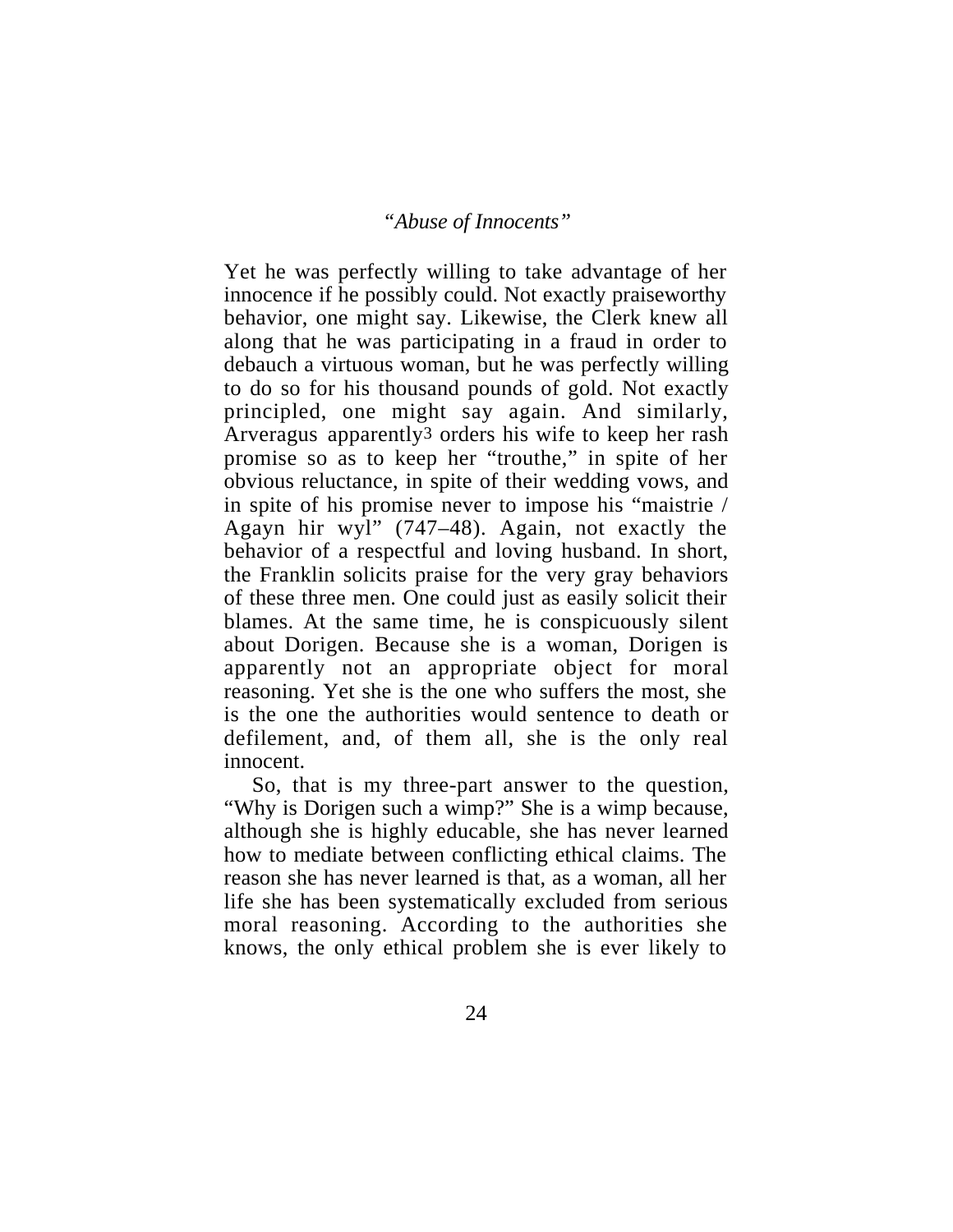Yet he was perfectly willing to take advantage of her innocence if he possibly could. Not exactly praiseworthy behavior, one might say. Likewise, the Clerk knew all along that he was participating in a fraud in order to debauch a virtuous woman, but he was perfectly willing to do so for his thousand pounds of gold. Not exactly principled, one might say again. And similarly, Arveragus apparently[3] orders his wife to keep her rash promise so as to keep her "trouthe," in spite of her obvious reluctance, in spite of their wedding vows, and in spite of his promise never to impose his "maistrie / Agayn hir wyl" (747–48). Again, not exactly the behavior of a respectful and loving husband. In short, the Franklin solicits praise for the very gray behaviors of these three men. One could just as easily solicit their blames. At the same time, he is conspicuously silent about Dorigen. Because she is a woman, Dorigen is apparently not an appropriate object for moral reasoning. Yet she is the one who suffers the most, she is the one the authorities would sentence to death or defilement, and, of them all, she is the only real innocent.

So, that is my three-part answer to the question, "Why is Dorigen such a wimp?" She is a wimp because, although she is highly educable, she has never learned how to mediate between conflicting ethical claims. The reason she has never learned is that, as a woman, all her life she has been systematically excluded from serious moral reasoning. According to the authorities she knows, the only ethical problem she is ever likely to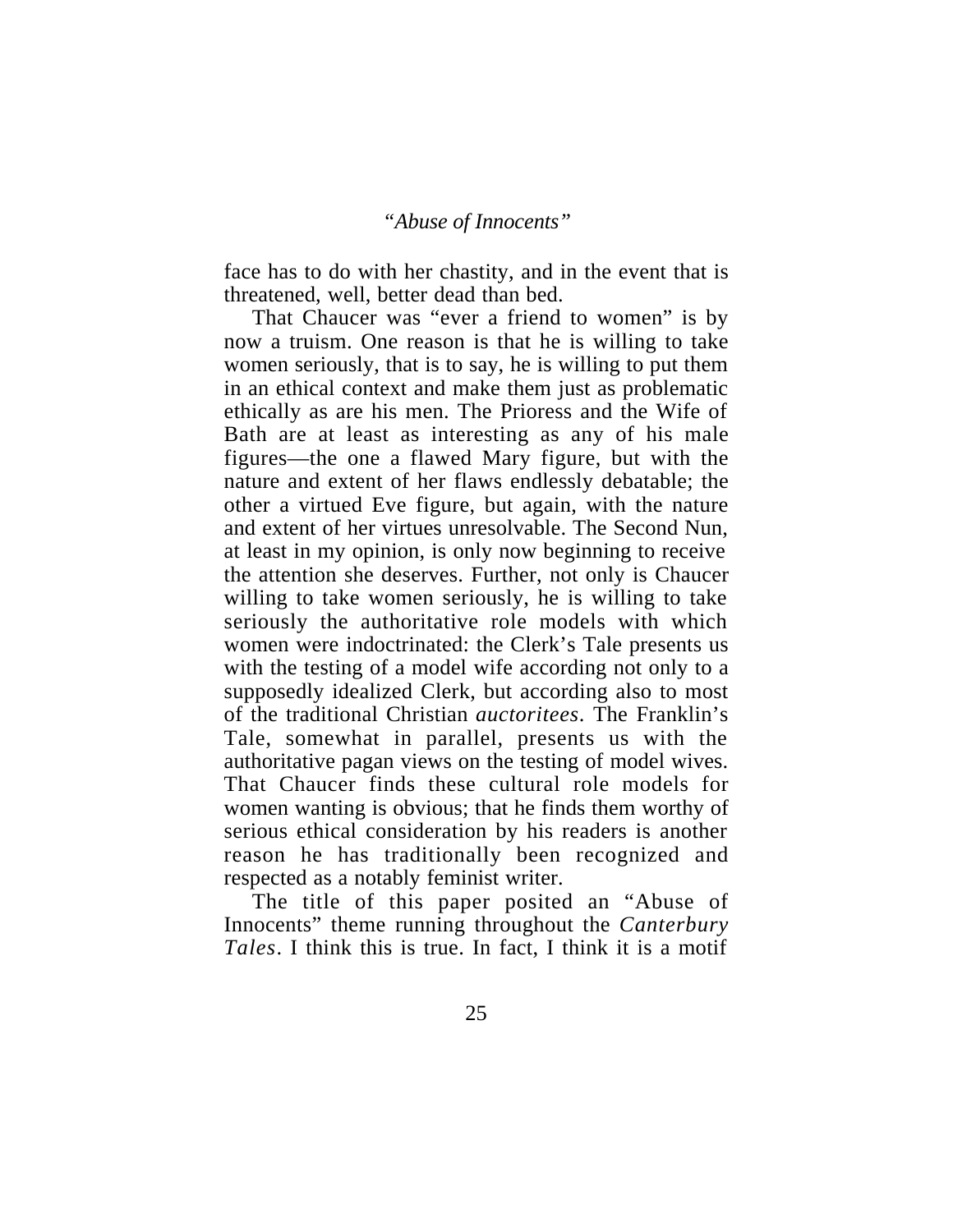face has to do with her chastity, and in the event that is threatened, well, better dead than bed.

That Chaucer was "ever a friend to women" is by now a truism. One reason is that he is willing to take women seriously, that is to say, he is willing to put them in an ethical context and make them just as problematic ethically as are his men. The Prioress and the Wife of Bath are at least as interesting as any of his male figures—the one a flawed Mary figure, but with the nature and extent of her flaws endlessly debatable; the other a virtued Eve figure, but again, with the nature and extent of her virtues unresolvable. The Second Nun, at least in my opinion, is only now beginning to receive the attention she deserves. Further, not only is Chaucer willing to take women seriously, he is willing to take seriously the authoritative role models with which women were indoctrinated: the Clerk's Tale presents us with the testing of a model wife according not only to a supposedly idealized Clerk, but according also to most of the traditional Christian *auctoritees*. The Franklin's Tale, somewhat in parallel, presents us with the authoritative pagan views on the testing of model wives. That Chaucer finds these cultural role models for women wanting is obvious; that he finds them worthy of serious ethical consideration by his readers is another reason he has traditionally been recognized and respected as a notably feminist writer.

The title of this paper posited an "Abuse of Innocents" theme running throughout the *Canterbury Tales*. I think this is true. In fact, I think it is a motif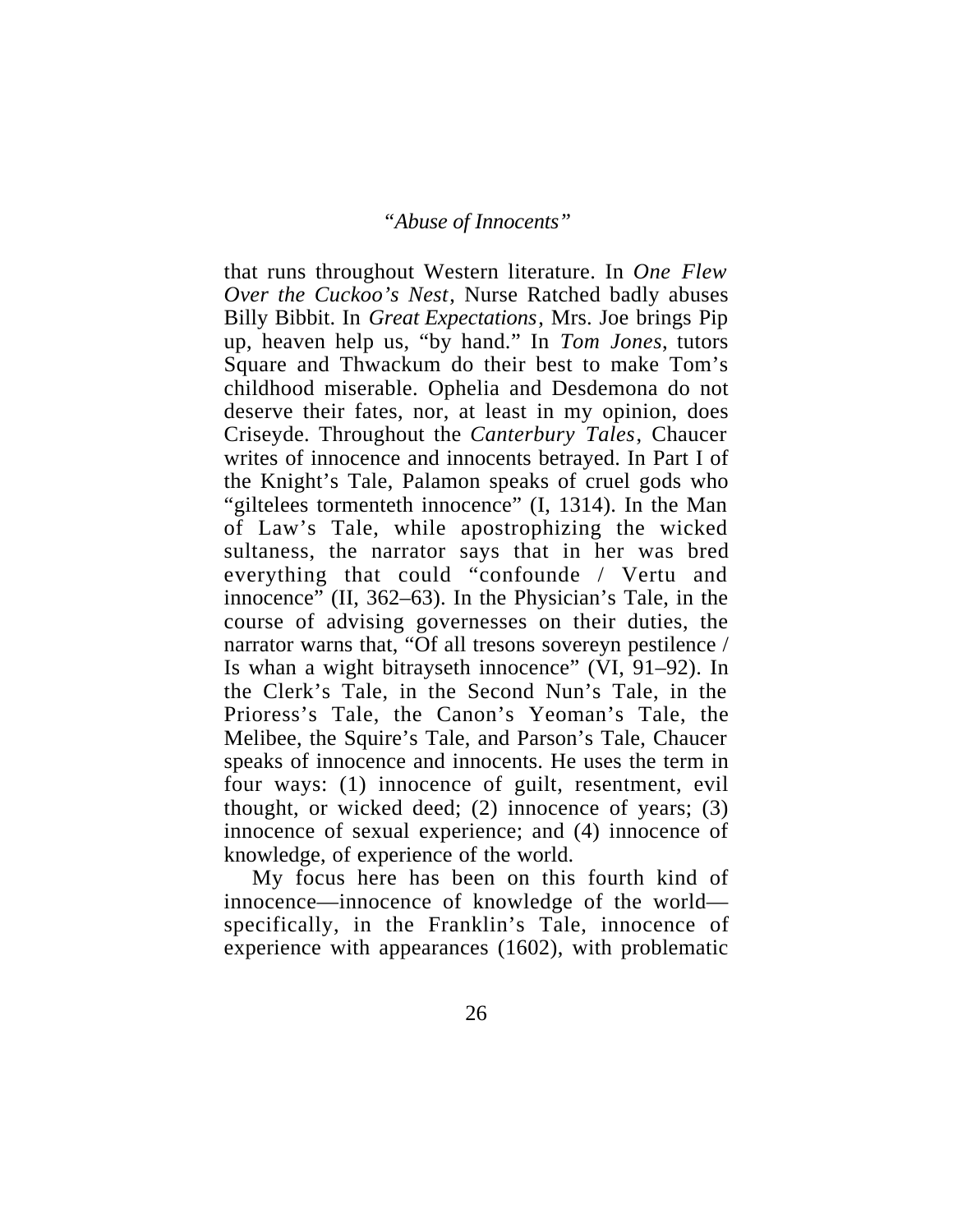that runs throughout Western literature. In *One Flew Over the Cuckoo's Nest*, Nurse Ratched badly abuses Billy Bibbit. In *Great Expectations*, Mrs. Joe brings Pip up, heaven help us, "by hand." In *Tom Jones*, tutors Square and Thwackum do their best to make Tom's childhood miserable. Ophelia and Desdemona do not deserve their fates, nor, at least in my opinion, does Criseyde. Throughout the *Canterbury Tales*, Chaucer writes of innocence and innocents betrayed. In Part I of the Knight's Tale, Palamon speaks of cruel gods who "giltelees tormenteth innocence" (I, 1314). In the Man of Law's Tale, while apostrophizing the wicked sultaness, the narrator says that in her was bred everything that could "confounde / Vertu and innocence" (II, 362–63). In the Physician's Tale, in the course of advising governesses on their duties, the narrator warns that, "Of all tresons sovereyn pestilence / Is whan a wight bitrayseth innocence" (VI, 91–92). In the Clerk's Tale, in the Second Nun's Tale, in the Prioress's Tale, the Canon's Yeoman's Tale, the Melibee, the Squire's Tale, and Parson's Tale, Chaucer speaks of innocence and innocents. He uses the term in four ways: (1) innocence of guilt, resentment, evil thought, or wicked deed; (2) innocence of years; (3) innocence of sexual experience; and (4) innocence of knowledge, of experience of the world.

My focus here has been on this fourth kind of innocence—innocence of knowledge of the world—specifically, in the Franklin's Tale, innocence of experience with appearances (1602), with problematic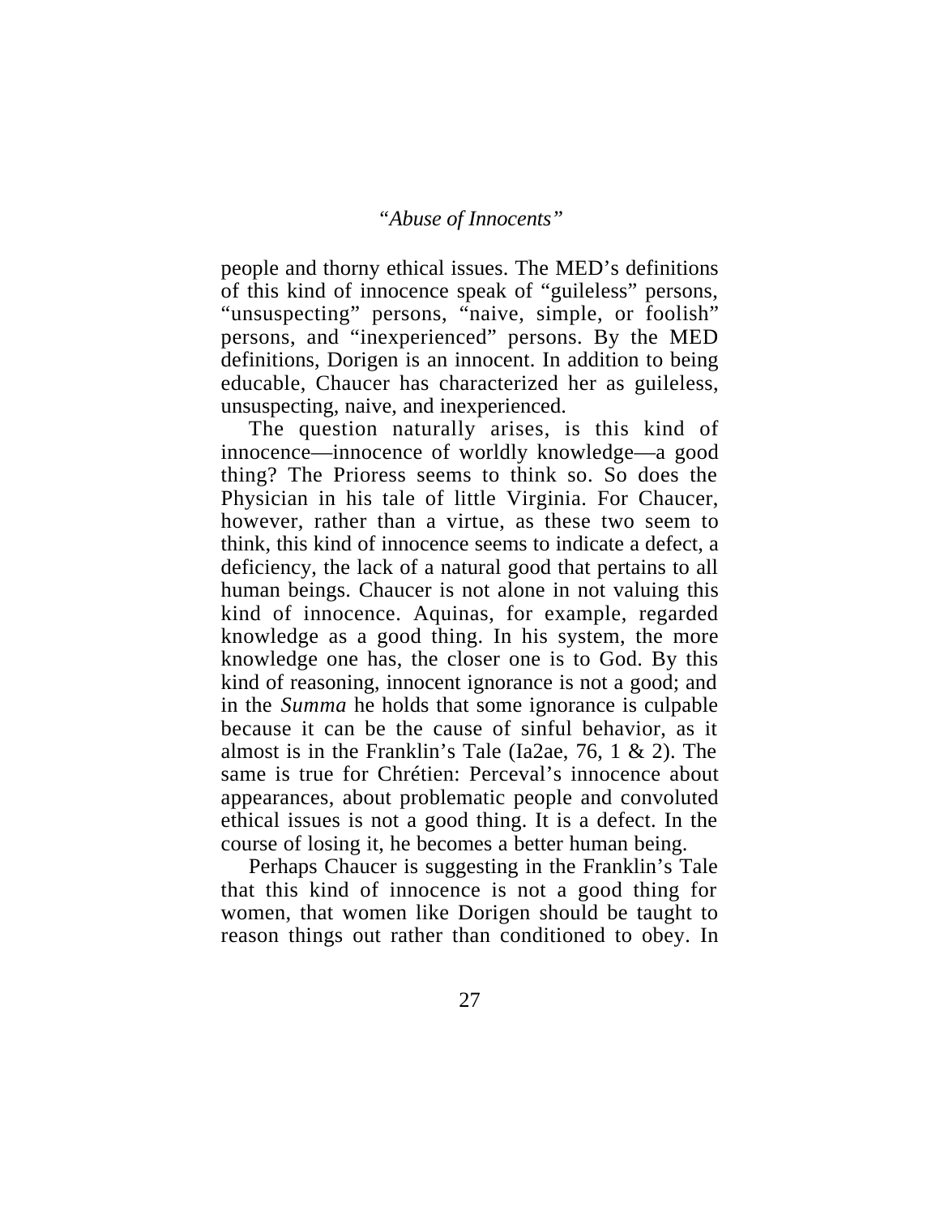people and thorny ethical issues. The MED's definitions of this kind of innocence speak of "guileless" persons, "unsuspecting" persons, "naive, simple, or foolish" persons, and "inexperienced" persons. By the MED definitions, Dorigen is an innocent. In addition to being educable, Chaucer has characterized her as guileless, unsuspecting, naive, and inexperienced.

The question naturally arises, is this kind of innocence—innocence of worldly knowledge—a good thing? The Prioress seems to think so. So does the Physician in his tale of little Virginia. For Chaucer, however, rather than a virtue, as these two seem to think, this kind of innocence seems to indicate a defect, a deficiency, the lack of a natural good that pertains to all human beings. Chaucer is not alone in not valuing this kind of innocence. Aquinas, for example, regarded knowledge as a good thing. In his system, the more knowledge one has, the closer one is to God. By this kind of reasoning, innocent ignorance is not a good; and in the *Summa* he holds that some ignorance is culpable because it can be the cause of sinful behavior, as it almost is in the Franklin's Tale (Ia2ae, 76, 1 & 2). The same is true for Chrétien: Perceval's innocence about appearances, about problematic people and convoluted ethical issues is not a good thing. It is a defect. In the course of losing it, he becomes a better human being.

Perhaps Chaucer is suggesting in the Franklin's Tale that this kind of innocence is not a good thing for women, that women like Dorigen should be taught to reason things out rather than conditioned to obey. In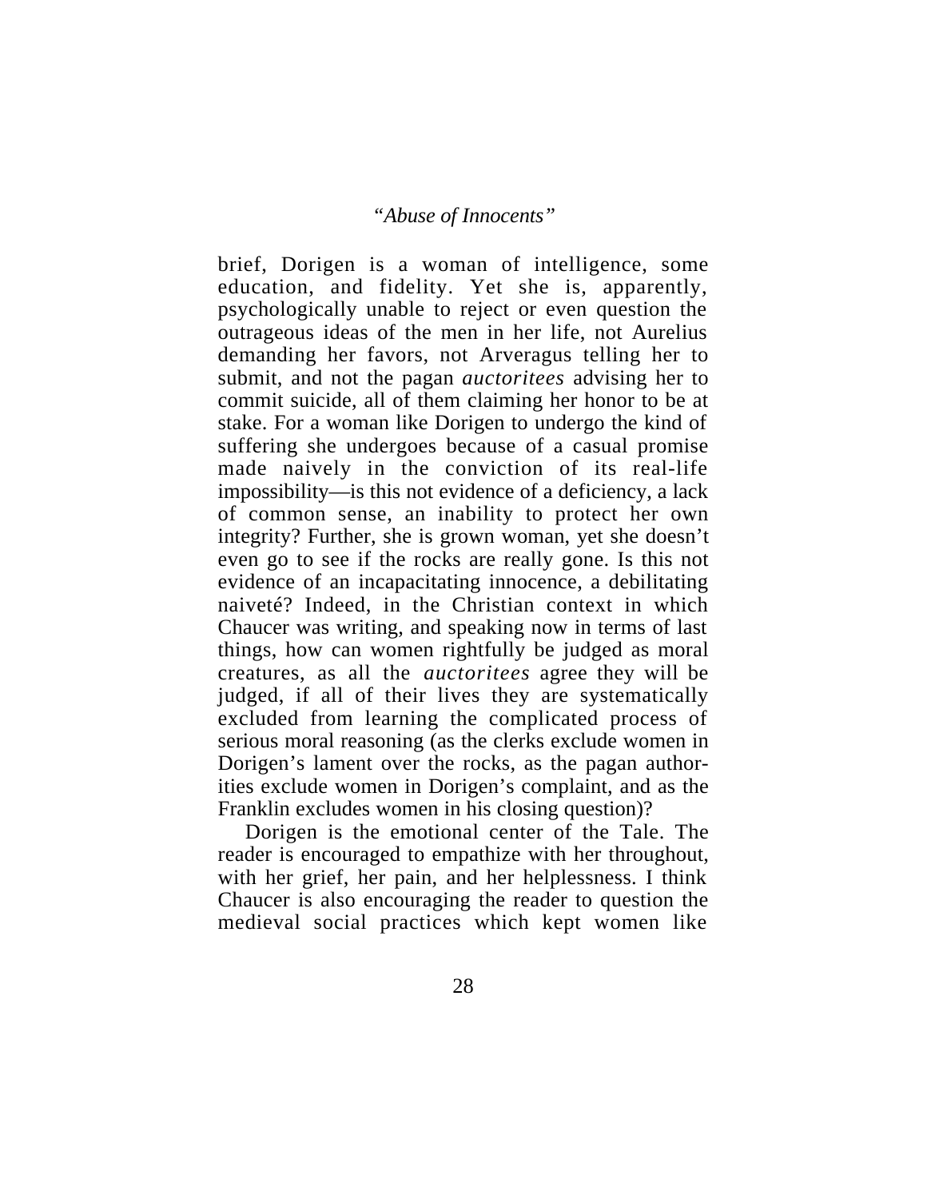brief, Dorigen is a woman of intelligence, some education, and fidelity. Yet she is, apparently, psychologically unable to reject or even question the outrageous ideas of the men in her life, not Aurelius demanding her favors, not Arveragus telling her to submit, and not the pagan *auctoritees* advising her to commit suicide, all of them claiming her honor to be at stake. For a woman like Dorigen to undergo the kind of suffering she undergoes because of a casual promise made naively in the conviction of its real-life impossibility—is this not evidence of a deficiency, a lack of common sense, an inability to protect her own integrity? Further, she is grown woman, yet she doesn't even go to see if the rocks are really gone. Is this not evidence of an incapacitating innocence, a debilitating naiveté? Indeed, in the Christian context in which Chaucer was writing, and speaking now in terms of last things, how can women rightfully be judged as moral creatures, as all the *auctoritees* agree they will be judged, if all of their lives they are systematically excluded from learning the complicated process of serious moral reasoning (as the clerks exclude women in Dorigen's lament over the rocks, as the pagan authorities exclude women in Dorigen's complaint, and as the Franklin excludes women in his closing question)?

Dorigen is the emotional center of the Tale. The reader is encouraged to empathize with her throughout, with her grief, her pain, and her helplessness. I think Chaucer is also encouraging the reader to question the medieval social practices which kept women like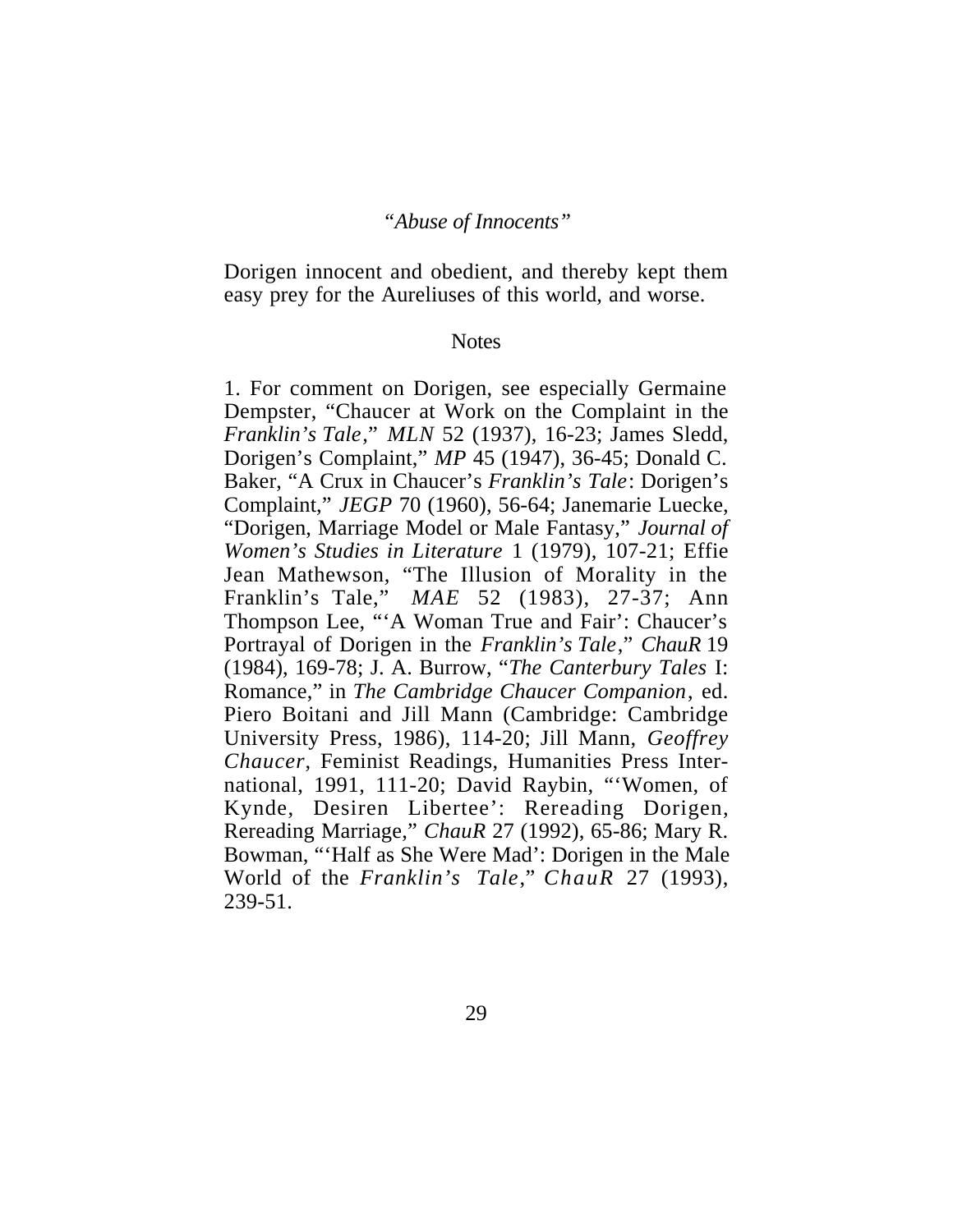Dorigen innocent and obedient, and thereby kept them easy prey for the Aureliuses of this world, and worse.

## Notes

1. For comment on Dorigen, see especially Germaine Dempster, “Chaucer at Work on the Complaint in the *Franklin’s Tale,*” *MLN* 52 (1937), 16-23; James Sledd, Dorigen’s Complaint,” *MP* 45 (1947), 36-45; Donald C. Baker, “A Crux in Chaucer’s *Franklin’s Tale*: Dorigen’s Complaint,” *JEGP* 70 (1960), 56-64; Janemarie Luecke, “Dorigen, Marriage Model or Male Fantasy,” *Journal of Women’s Studies in Literature* 1 (1979), 107-21; Effie Jean Mathewson, “The Illusion of Morality in the Franklin’s Tale,” *MAE* 52 (1983), 27-37; Ann Thompson Lee, “‘A Woman True and Fair’: Chaucer’s Portrayal of Dorigen in the *Franklin’s Tale*,” *ChauR* 19 (1984), 169-78; J. A. Burrow, “*The Canterbury Tales* I: Romance,” in *The Cambridge Chaucer Companion*, ed. Piero Boitani and Jill Mann (Cambridge: Cambridge University Press, 1986), 114-20; Jill Mann, *Geoffrey Chaucer*, Feminist Readings, Humanities Press International, 1991, 111-20; David Raybin, “‘Women, of Kynde, Desiren Libertee’: Rereading Dorigen, Rereading Marriage,” *ChauR* 27 (1992), 65-86; Mary R. Bowman, “‘Half as She Were Mad’: Dorigen in the Male World of the *Franklin’s Tale*,” *ChauR* 27 (1993), 239-51.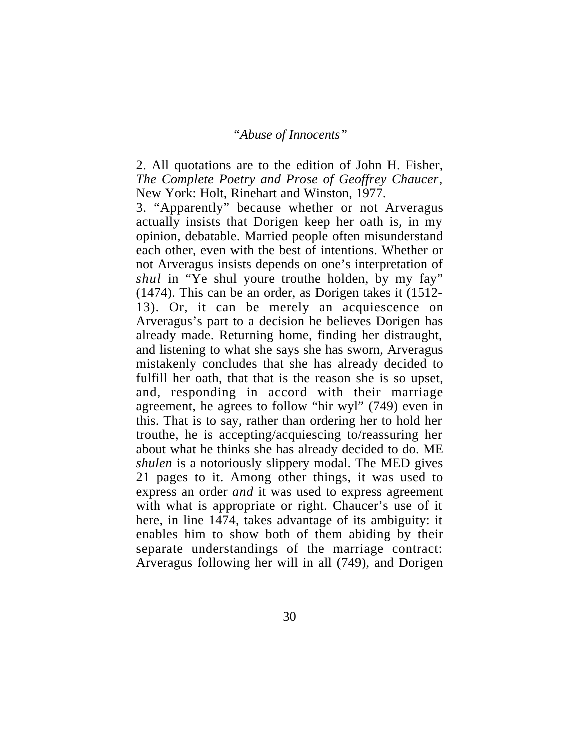2. All quotations are to the edition of John H. Fisher, *The Complete Poetry and Prose of Geoffrey Chaucer*, New York: Holt, Rinehart and Winston, 1977.

3. "Apparently" because whether or not Arveragus actually insists that Dorigen keep her oath is, in my opinion, debatable. Married people often misunderstand each other, even with the best of intentions. Whether or not Arveragus insists depends on one's interpretation of *shul* in "Ye shul youre trouthe holden, by my fay" (1474). This can be an order, as Dorigen takes it (1512-13). Or, it can be merely an acquiescence on Arveragus's part to a decision he believes Dorigen has already made. Returning home, finding her distraught, and listening to what she says she has sworn, Arveragus mistakenly concludes that she has already decided to fulfill her oath, that that is the reason she is so upset, and, responding in accord with their marriage agreement, he agrees to follow "hir wyl" (749) even in this. That is to say, rather than ordering her to hold her trouthe, he is accepting/acquiescing to/reassuring her about what he thinks she has already decided to do. ME *shulen* is a notoriously slippery modal. The MED gives 21 pages to it. Among other things, it was used to express an order *and* it was used to express agreement with what is appropriate or right. Chaucer's use of it here, in line 1474, takes advantage of its ambiguity: it enables him to show both of them abiding by their separate understandings of the marriage contract: Arveragus following her will in all (749), and Dorigen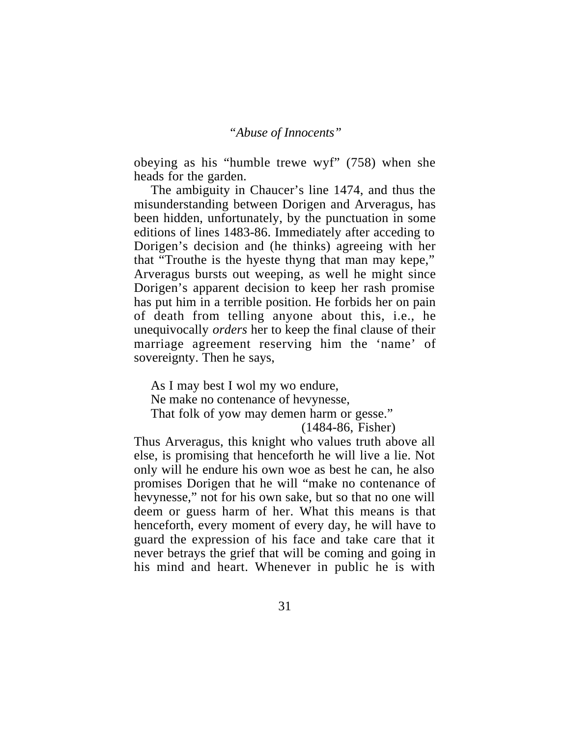obeying as his “humble trewe wyf” (758) when she heads for the garden.

The ambiguity in Chaucer’s line 1474, and thus the misunderstanding between Dorigen and Arveragus, has been hidden, unfortunately, by the punctuation in some editions of lines 1483-86. Immediately after acceding to Dorigen’s decision and (he thinks) agreeing with her that “Trouthe is the hyeste thyng that man may kepe,” Arveragus bursts out weeping, as well he might since Dorigen’s apparent decision to keep her rash promise has put him in a terrible position. He forbids her on pain of death from telling anyone about this, i.e., he unequivocally *orders* her to keep the final clause of their marriage agreement reserving him the ‘name’ of sovereignty. Then he says,

> As I may best I wol my wo endure,
> Ne make no contenance of hevynesse,
> That folk of yow may demen harm or gesse.”
> (1484-86, Fisher)

Thus Arveragus, this knight who values truth above all else, is promising that henceforth he will live a lie. Not only will he endure his own woe as best he can, he also promises Dorigen that he will “make no contenance of hevynesse,” not for his own sake, but so that no one will deem or guess harm of her. What this means is that henceforth, every moment of every day, he will have to guard the expression of his face and take care that it never betrays the grief that will be coming and going in his mind and heart. Whenever in public he is with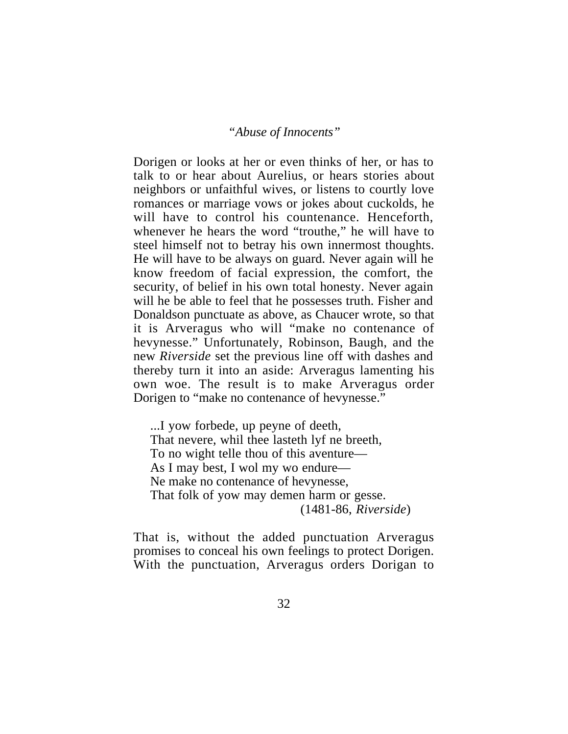Dorigen or looks at her or even thinks of her, or has to talk to or hear about Aurelius, or hears stories about neighbors or unfaithful wives, or listens to courtly love romances or marriage vows or jokes about cuckolds, he will have to control his countenance. Henceforth, whenever he hears the word “trouthe,” he will have to steel himself not to betray his own innermost thoughts. He will have to be always on guard. Never again will he know freedom of facial expression, the comfort, the security, of belief in his own total honesty. Never again will he be able to feel that he possesses truth. Fisher and Donaldson punctuate as above, as Chaucer wrote, so that it is Arveragus who will “make no contenance of hevynesse.” Unfortunately, Robinson, Baugh, and the new *Riverside* set the previous line off with dashes and thereby turn it into an aside: Arveragus lamenting his own woe. The result is to make Arveragus order Dorigen to “make no contenance of hevynesse.”

> ...I yow forbede, up peyne of deeth,
> That nevere, whil thee lasteth lyf ne breeth,
> To no wight telle thou of this aventure—
> As I may best, I wol my wo endure—
> Ne make no contenance of hevynesse,
> That folk of yow may demen harm or gesse.
> (1481-86, *Riverside*)

That is, without the added punctuation Arveragus promises to conceal his own feelings to protect Dorigen. With the punctuation, Arveragus orders Dorigan to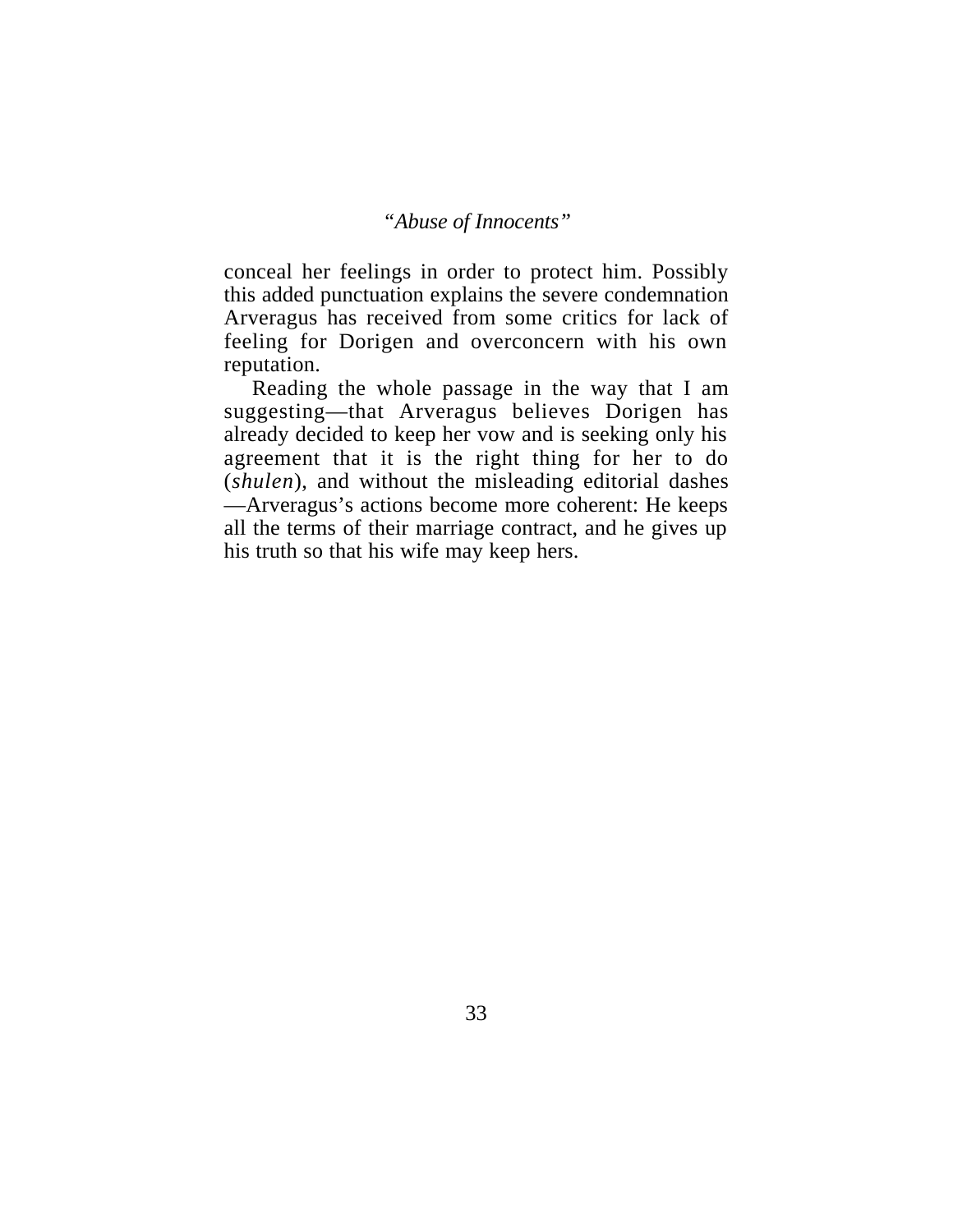conceal her feelings in order to protect him. Possibly this added punctuation explains the severe condemnation Arveragus has received from some critics for lack of feeling for Dorigen and overconcern with his own reputation.

Reading the whole passage in the way that I am suggesting—that Arveragus believes Dorigen has already decided to keep her vow and is seeking only his agreement that it is the right thing for her to do (*shulen*), and without the misleading editorial dashes—Arveragus's actions become more coherent: He keeps all the terms of their marriage contract, and he gives up his truth so that his wife may keep hers.